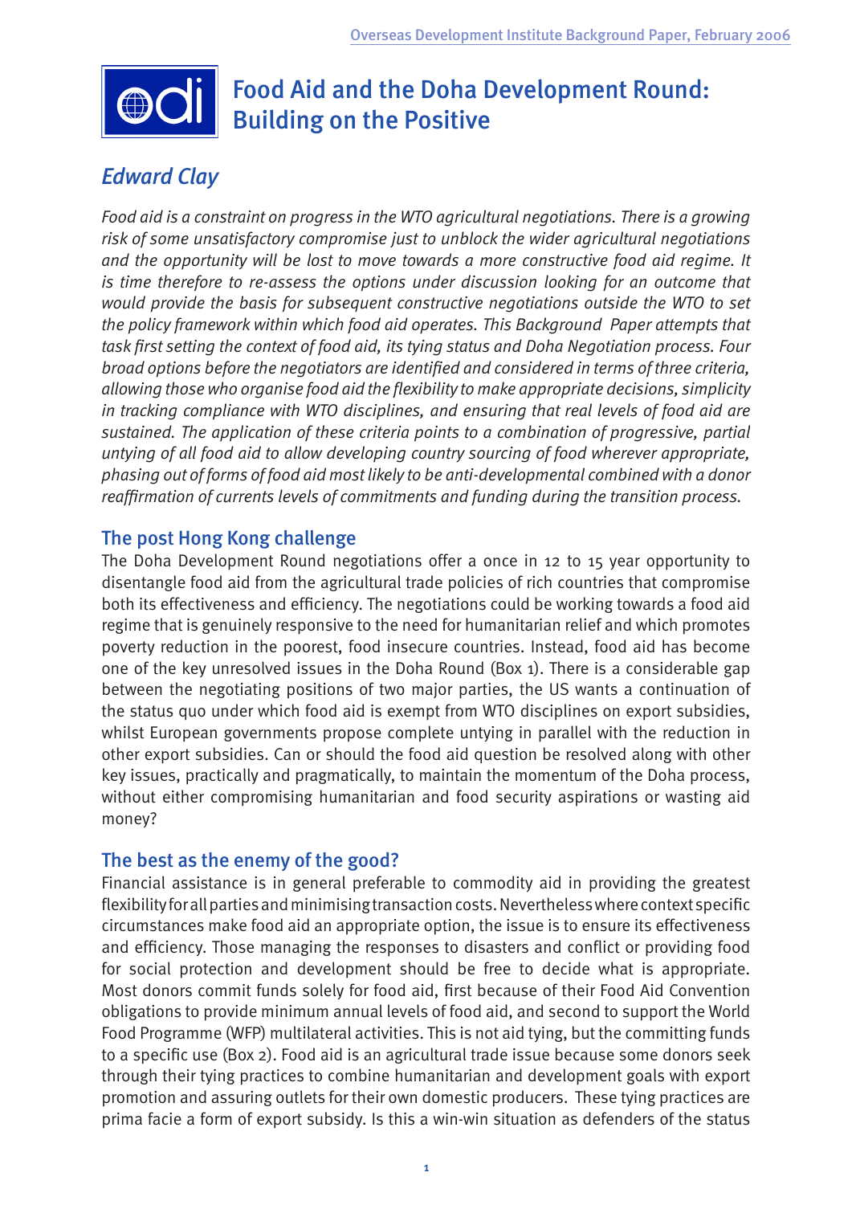# Food Aid and the Doha Development Round: Building on the Positive

## *Edward Clay*

*Food aid is a constraint on progress in the WTO agricultural negotiations. There is a growing risk of some unsatisfactory compromise just to unblock the wider agricultural negotiations and the opportunity will be lost to move towards a more constructive food aid regime. It is time therefore to re-assess the options under discussion looking for an outcome that would provide the basis for subsequent constructive negotiations outside the WTO to set the policy framework within which food aid operates. This Background Paper attempts that task first setting the context of food aid, its tying status and Doha Negotiation process. Four broad options before the negotiators are identified and considered in terms of three criteria, allowing those who organise food aid the flexibility to make appropriate decisions, simplicity in tracking compliance with WTO disciplines, and ensuring that real levels of food aid are sustained. The application of these criteria points to a combination of progressive, partial untying of all food aid to allow developing country sourcing of food wherever appropriate, phasing out of forms of food aid most likely to be anti-developmental combined with a donor reaffirmation of currents levels of commitments and funding during the transition process.*

### The post Hong Kong challenge

The Doha Development Round negotiations offer a once in 12 to 15 year opportunity to disentangle food aid from the agricultural trade policies of rich countries that compromise both its effectiveness and efficiency. The negotiations could be working towards a food aid regime that is genuinely responsive to the need for humanitarian relief and which promotes poverty reduction in the poorest, food insecure countries. Instead, food aid has become one of the key unresolved issues in the Doha Round (Box 1). There is a considerable gap between the negotiating positions of two major parties, the US wants a continuation of the status quo under which food aid is exempt from WTO disciplines on export subsidies, whilst European governments propose complete untying in parallel with the reduction in other export subsidies. Can or should the food aid question be resolved along with other key issues, practically and pragmatically, to maintain the momentum of the Doha process, without either compromising humanitarian and food security aspirations or wasting aid money?

### The best as the enemy of the good?

Financial assistance is in general preferable to commodity aid in providing the greatest flexibility for all parties and minimising transaction costs. Nevertheless where context specific circumstances make food aid an appropriate option, the issue is to ensure its effectiveness and efficiency. Those managing the responses to disasters and conflict or providing food for social protection and development should be free to decide what is appropriate. Most donors commit funds solely for food aid, first because of their Food Aid Convention obligations to provide minimum annual levels of food aid, and second to support the World Food Programme (WFP) multilateral activities. This is not aid tying, but the committing funds to a specific use (Box 2). Food aid is an agricultural trade issue because some donors seek through their tying practices to combine humanitarian and development goals with export promotion and assuring outlets for their own domestic producers. These tying practices are prima facie a form of export subsidy. Is this a win-win situation as defenders of the status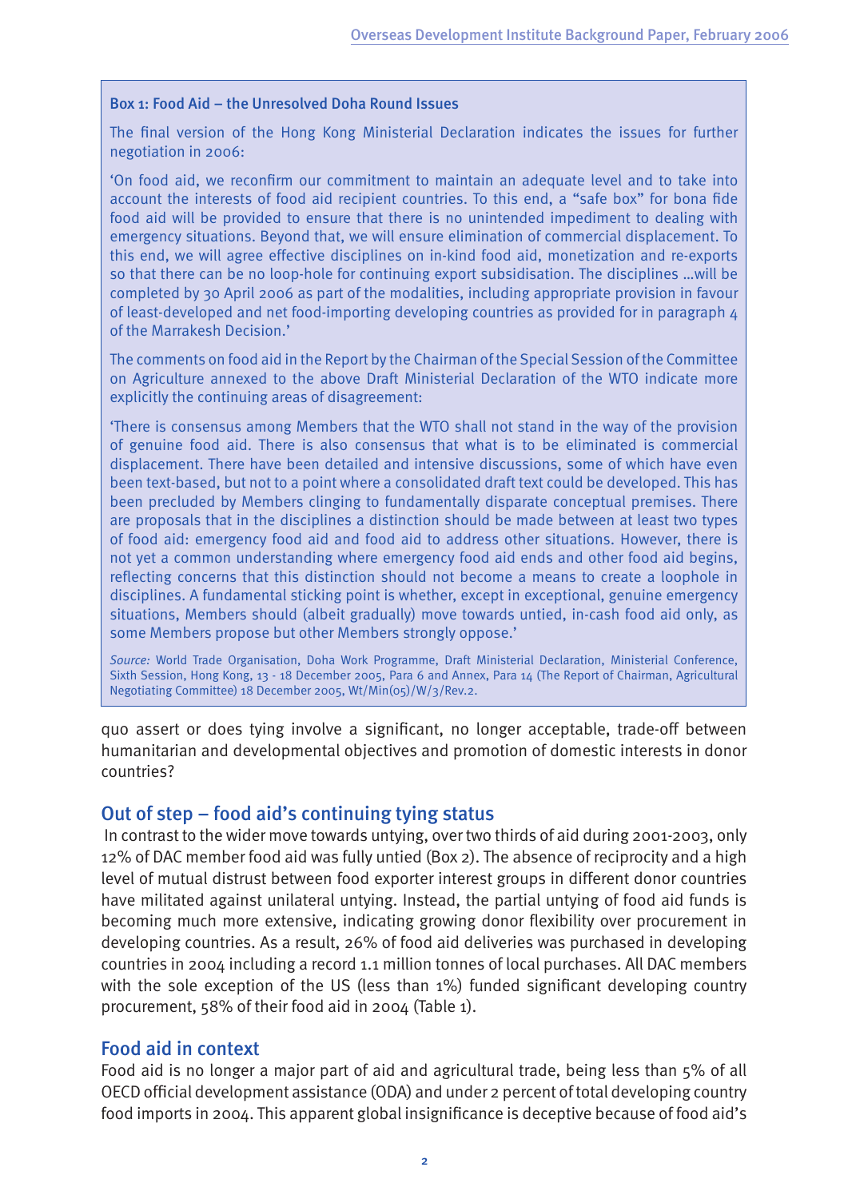**Box 1: Food Aid – the Unresolved Doha Round Issues**

The final version of the Hong Kong Ministerial Declaration indicates the issues for further negotiation in 2006:

'On food aid, we reconfirm our commitment to maintain an adequate level and to take into account the interests of food aid recipient countries. To this end, a "safe box" for bona fide food aid will be provided to ensure that there is no unintended impediment to dealing with emergency situations. Beyond that, we will ensure elimination of commercial displacement. To this end, we will agree effective disciplines on in-kind food aid, monetization and re-exports so that there can be no loop-hole for continuing export subsidisation. The disciplines ...will be completed by 30 April 2006 as part of the modalities, including appropriate provision in favour of least-developed and net food-importing developing countries as provided for in paragraph 4 of the Marrakesh Decision.'

The comments on food aid in the Report by the Chairman of the Special Session of the Committee on Agriculture annexed to the above Draft Ministerial Declaration of the WTO indicate more explicitly the continuing areas of disagreement:

'There is consensus among Members that the WTO shall not stand in the way of the provision of genuine food aid. There is also consensus that what is to be eliminated is commercial displacement. There have been detailed and intensive discussions, some of which have even been text-based, but not to a point where a consolidated draft text could be developed. This has been precluded by Members clinging to fundamentally disparate conceptual premises. There are proposals that in the disciplines a distinction should be made between at least two types of food aid: emergency food aid and food aid to address other situations. However, there is not yet a common understanding where emergency food aid ends and other food aid begins, reflecting concerns that this distinction should not become a means to create a loophole in disciplines. A fundamental sticking point is whether, except in exceptional, genuine emergency situations, Members should (albeit gradually) move towards untied, in-cash food aid only, as some Members propose but other Members strongly oppose.'

*Source:* World Trade Organisation, Doha Work Programme, Draft Ministerial Declaration, Ministerial Conference, Sixth Session, Hong Kong, 13 - 18 December 2005, Para 6 and Annex, Para 14 (The Report of Chairman, Agricultural Negotiating Committee) 18 December 2005, Wt/Min(05)/W/3/Rev.2.

quo assert or does tying involve a significant, no longer acceptable, trade-off between humanitarian and developmental objectives and promotion of domestic interests in donor countries?

## Out of step – food aid's continuing tying status

In contrast to the wider move towards untying, over two thirds of aid during 2001-2003, only 12% of DAC member food aid was fully untied (Box 2). The absence of reciprocity and a high level of mutual distrust between food exporter interest groups in different donor countries have militated against unilateral untying. Instead, the partial untying of food aid funds is becoming much more extensive, indicating growing donor flexibility over procurement in developing countries. As a result, 26% of food aid deliveries was purchased in developing countries in 2004 including a record 1.1 million tonnes of local purchases. All DAC members with the sole exception of the US (less than 1%) funded significant developing country procurement, 58% of their food aid in 2004 (Table 1).

## Food aid in context

Food aid is no longer a major part of aid and agricultural trade, being less than 5% of all OECD official development assistance (ODA) and under 2 percent of total developing country food imports in 2004. This apparent global insignificance is deceptive because of food aid's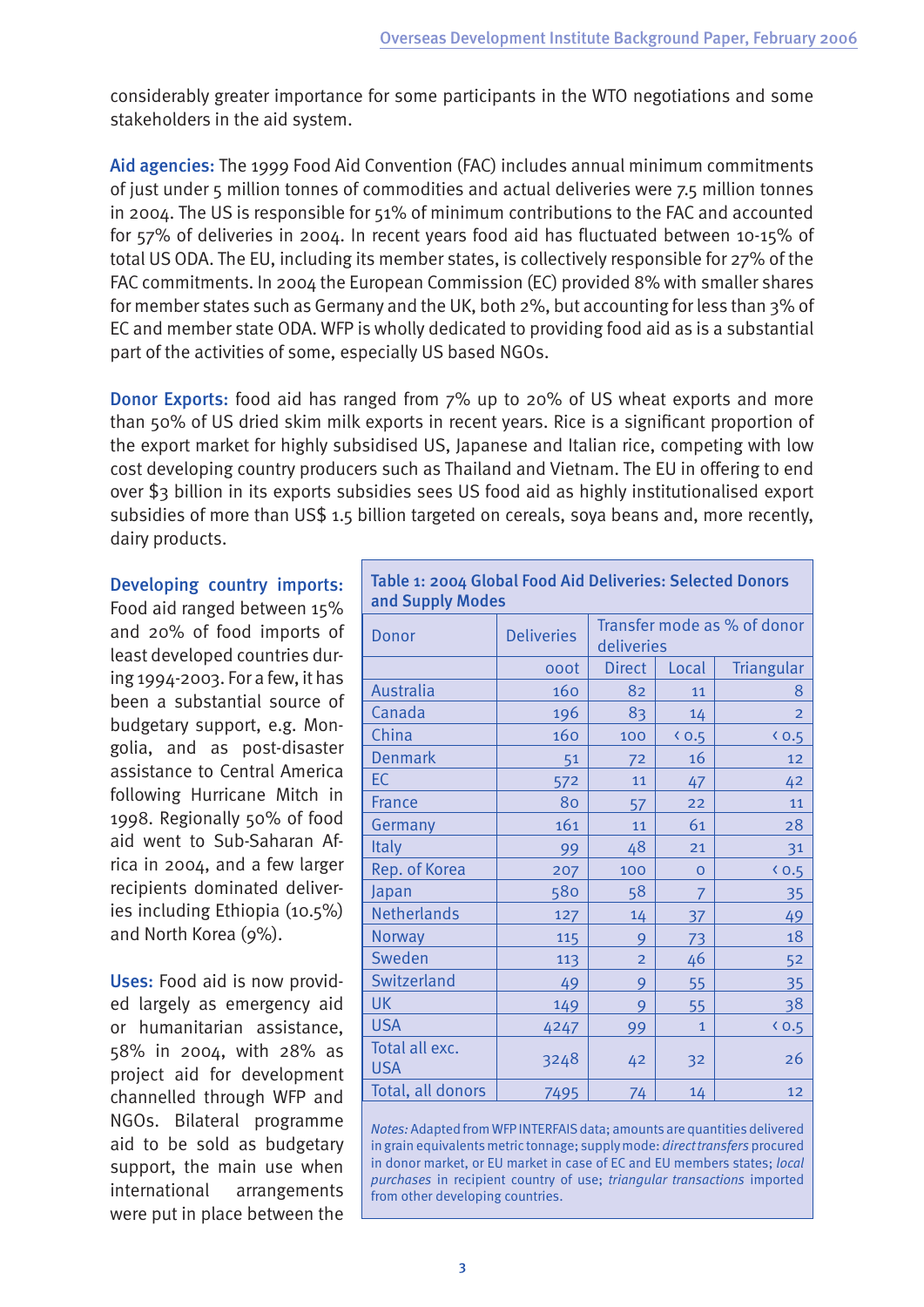considerably greater importance for some participants in the WTO negotiations and some stakeholders in the aid system.

**Aid agencies:** The 1999 Food Aid Convention (FAC) includes annual minimum commitments of just under 5 million tonnes of commodities and actual deliveries were 7.5 million tonnes in 2004. The US is responsible for 51% of minimum contributions to the FAC and accounted for 57% of deliveries in 2004. In recent years food aid has fluctuated between 10-15% of total US ODA. The EU, including its member states, is collectively responsible for 27% of the FAC commitments. In 2004 the European Commission (EC) provided 8% with smaller shares for member states such as Germany and the UK, both 2%, but accounting for less than 3% of EC and member state ODA. WFP is wholly dedicated to providing food aid as is a substantial part of the activities of some, especially US based NGOs.

**Donor Exports:** food aid has ranged from 7% up to 20% of US wheat exports and more than 50% of US dried skim milk exports in recent years. Rice is a significant proportion of the export market for highly subsidised US, Japanese and Italian rice, competing with low cost developing country producers such as Thailand and Vietnam. The EU in offering to end over $3 billion in its exports subsidies sees US food aid as highly institutionalised export subsidies of more than US$ 1.5 billion targeted on cereals, soya beans and, more recently, dairy products.

**Developing country imports:** Food aid ranged between 15% and 20% of food imports of least developed countries during 1994-2003. For a few, it has been a substantial source of budgetary support, e.g. Mongolia, and as post-disaster assistance to Central America following Hurricane Mitch in 1998. Regionally 50% of food aid went to Sub-Saharan Africa in 2004, and a few larger recipients dominated deliveries including Ethiopia (10.5%) and North Korea (9%).

**Uses:** Food aid is now provided largely as emergency aid or humanitarian assistance, 58% in 2004, with 28% as project aid for development channelled through WFP and NGOs. Bilateral programme aid to be sold as budgetary support, the main use when international arrangements were put in place between the

**Table 1: 2004 Global Food Aid Deliveries: Selected Donors and Supply Modes**

| Donor | Deliveries | Transfer mode as % of donor deliveries | | |
|---|---|---|---|---|
| | 000t | Direct | Local | Triangular |
| Australia | 160 | 82 | 11 | 8 |
| Canada | 196 | 83 | 14 | 2 |
| China | 160 | 100 | < 0.5 | < 0.5 |
| Denmark | 51 | 72 | 16 | 12 |
| EC | 572 | 11 | 47 | 42 |
| France | 80 | 57 | 22 | 11 |
| Germany | 161 | 11 | 61 | 28 |
| Italy | 99 | 48 | 21 | 31 |
| Rep. of Korea | 207 | 100 | 0 | < 0.5 |
| Japan | 580 | 58 | 7 | 35 |
| Netherlands | 127 | 14 | 37 | 49 |
| Norway | 115 | 9 | 73 | 18 |
| Sweden | 113 | 2 | 46 | 52 |
| Switzerland | 49 | 9 | 55 | 35 |
| UK | 149 | 9 | 55 | 38 |
| USA | 4247 | 99 | 1 | < 0.5 |
| Total all exc. USA | 3248 | 42 | 32 | 26 |
| Total, all donors | 7495 | 74 | 14 | 12 |

*Notes:* Adapted from WFP INTERFAIS data; amounts are quantities delivered in grain equivalents metric tonnage; supply mode: *direct transfers* procured in donor market, or EU market in case of EC and EU members states; *local purchases* in recipient country of use; *triangular transactions* imported from other developing countries.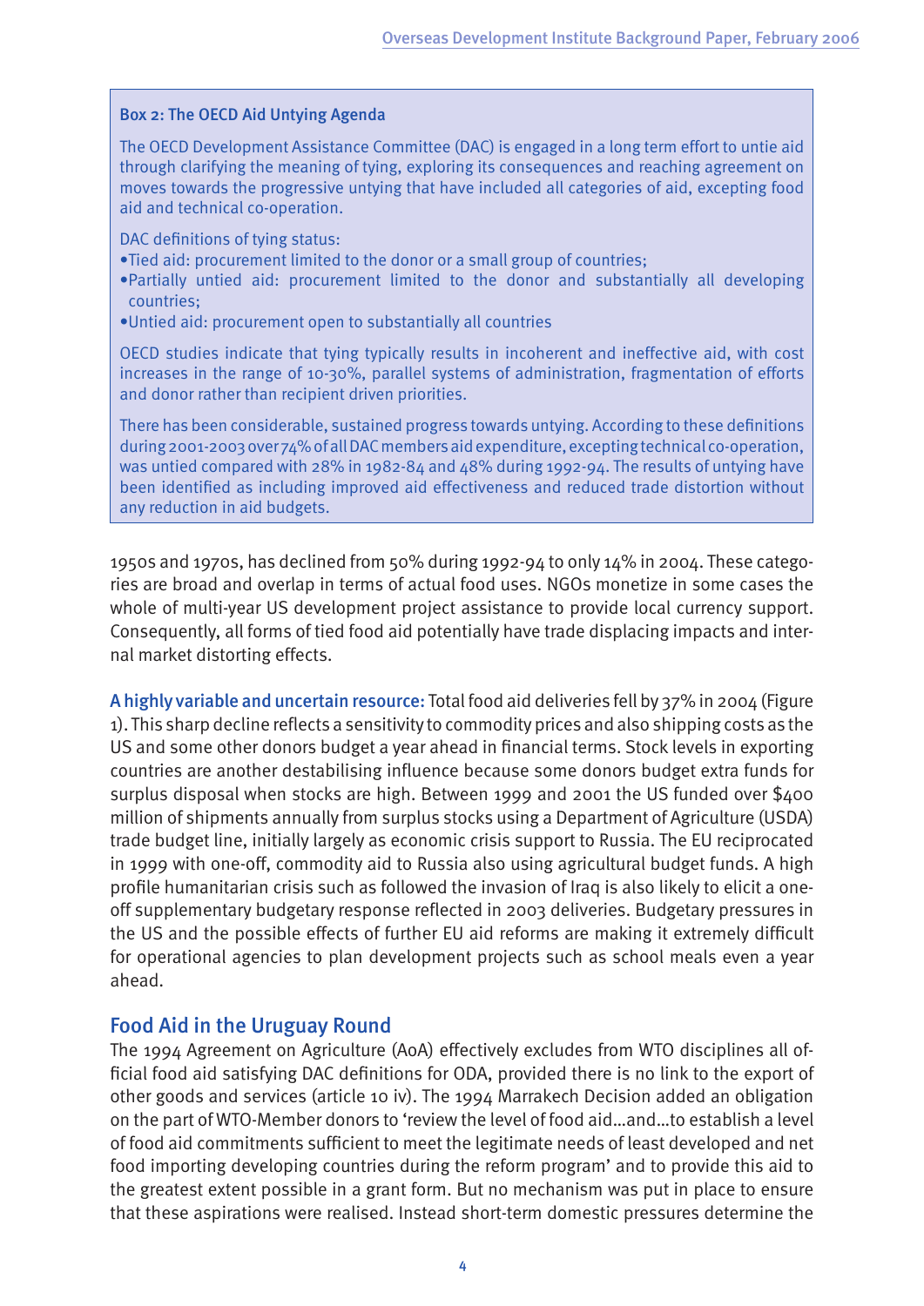**Box 2: The OECD Aid Untying Agenda**

The OECD Development Assistance Committee (DAC) is engaged in a long term effort to untie aid through clarifying the meaning of tying, exploring its consequences and reaching agreement on moves towards the progressive untying that have included all categories of aid, excepting food aid and technical co-operation.

DAC definitions of tying status:

- Tied aid: procurement limited to the donor or a small group of countries;
- Partially untied aid: procurement limited to the donor and substantially all developing countries;
- Untied aid: procurement open to substantially all countries

OECD studies indicate that tying typically results in incoherent and ineffective aid, with cost increases in the range of 10-30%, parallel systems of administration, fragmentation of efforts and donor rather than recipient driven priorities.

There has been considerable, sustained progress towards untying. According to these definitions during 2001-2003 over 74% of all DAC members aid expenditure, excepting technical co-operation, was untied compared with 28% in 1982-84 and 48% during 1992-94. The results of untying have been identified as including improved aid effectiveness and reduced trade distortion without any reduction in aid budgets.

1950s and 1970s, has declined from 50% during 1992-94 to only 14% in 2004. These categories are broad and overlap in terms of actual food uses. NGOs monetize in some cases the whole of multi-year US development project assistance to provide local currency support. Consequently, all forms of tied food aid potentially have trade displacing impacts and internal market distorting effects.

**A highly variable and uncertain resource:** Total food aid deliveries fell by 37% in 2004 (Figure 1). This sharp decline reflects a sensitivity to commodity prices and also shipping costs as the US and some other donors budget a year ahead in financial terms. Stock levels in exporting countries are another destabilising influence because some donors budget extra funds for surplus disposal when stocks are high. Between 1999 and 2001 the US funded over $400 million of shipments annually from surplus stocks using a Department of Agriculture (USDA) trade budget line, initially largely as economic crisis support to Russia. The EU reciprocated in 1999 with one-off, commodity aid to Russia also using agricultural budget funds. A high profile humanitarian crisis such as followed the invasion of Iraq is also likely to elicit a one-off supplementary budgetary response reflected in 2003 deliveries. Budgetary pressures in the US and the possible effects of further EU aid reforms are making it extremely difficult for operational agencies to plan development projects such as school meals even a year ahead.

## Food Aid in the Uruguay Round

The 1994 Agreement on Agriculture (AoA) effectively excludes from WTO disciplines all official food aid satisfying DAC definitions for ODA, provided there is no link to the export of other goods and services (article 10 iv). The 1994 Marrakech Decision added an obligation on the part of WTO-Member donors to 'review the level of food aid…and…to establish a level of food aid commitments sufficient to meet the legitimate needs of least developed and net food importing developing countries during the reform program' and to provide this aid to the greatest extent possible in a grant form. But no mechanism was put in place to ensure that these aspirations were realised. Instead short-term domestic pressures determine the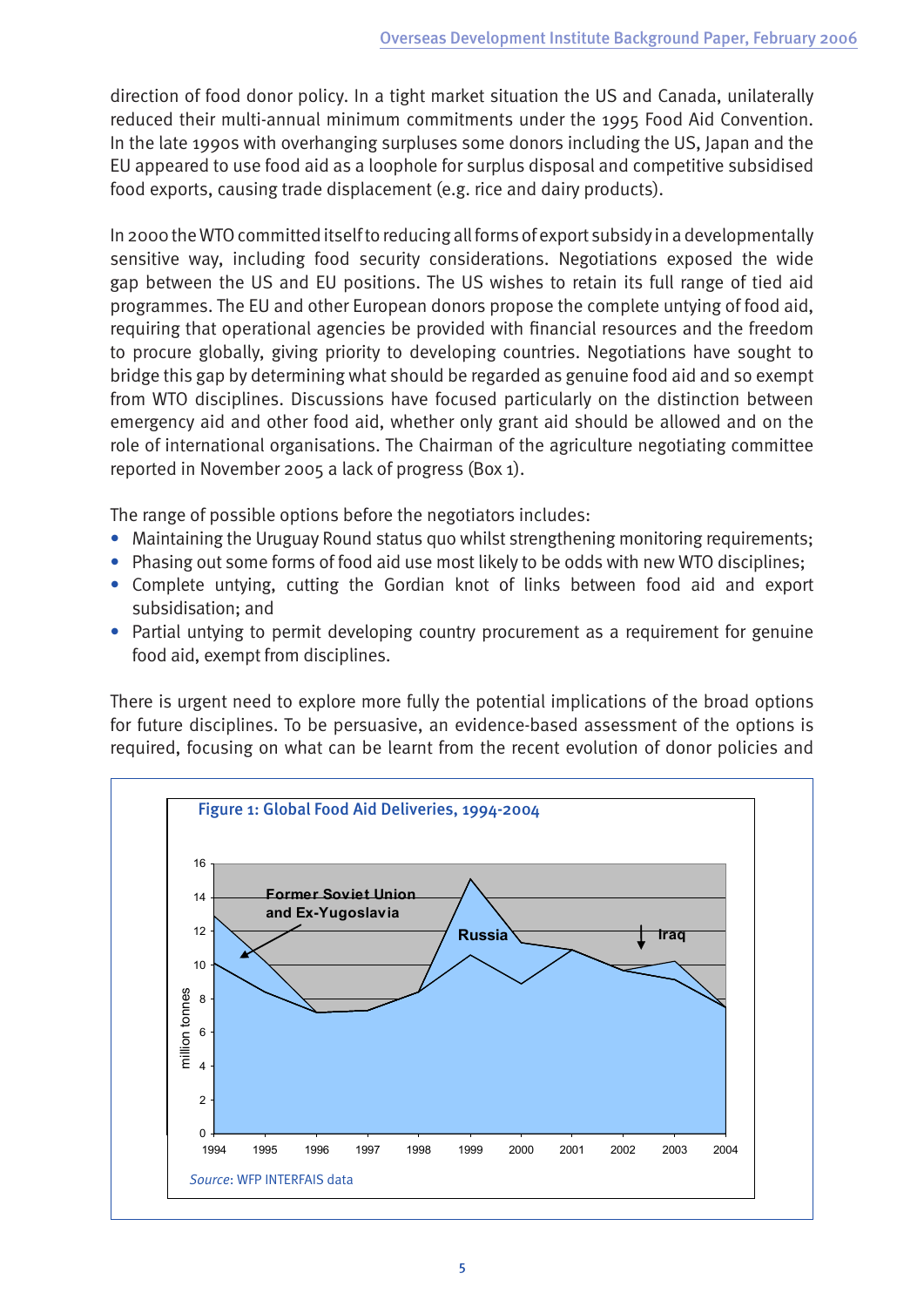direction of food donor policy. In a tight market situation the US and Canada, unilaterally reduced their multi-annual minimum commitments under the 1995 Food Aid Convention. In the late 1990s with overhanging surpluses some donors including the US, Japan and the EU appeared to use food aid as a loophole for surplus disposal and competitive subsidised food exports, causing trade displacement (e.g. rice and dairy products).

In 2000 the WTO committed itself to reducing all forms of export subsidy in a developmentally sensitive way, including food security considerations. Negotiations exposed the wide gap between the US and EU positions. The US wishes to retain its full range of tied aid programmes. The EU and other European donors propose the complete untying of food aid, requiring that operational agencies be provided with financial resources and the freedom to procure globally, giving priority to developing countries. Negotiations have sought to bridge this gap by determining what should be regarded as genuine food aid and so exempt from WTO disciplines. Discussions have focused particularly on the distinction between emergency aid and other food aid, whether only grant aid should be allowed and on the role of international organisations. The Chairman of the agriculture negotiating committee reported in November 2005 a lack of progress (Box 1).

The range of possible options before the negotiators includes:

- Maintaining the Uruguay Round status quo whilst strengthening monitoring requirements;
- Phasing out some forms of food aid use most likely to be odds with new WTO disciplines;
- Complete untying, cutting the Gordian knot of links between food aid and export subsidisation; and
- Partial untying to permit developing country procurement as a requirement for genuine food aid, exempt from disciplines.

There is urgent need to explore more fully the potential implications of the broad options for future disciplines. To be persuasive, an evidence-based assessment of the options is required, focusing on what can be learnt from the recent evolution of donor policies and

**Figure 1: Global Food Aid Deliveries, 1994-2004**

*Source*: WFP INTERFAIS data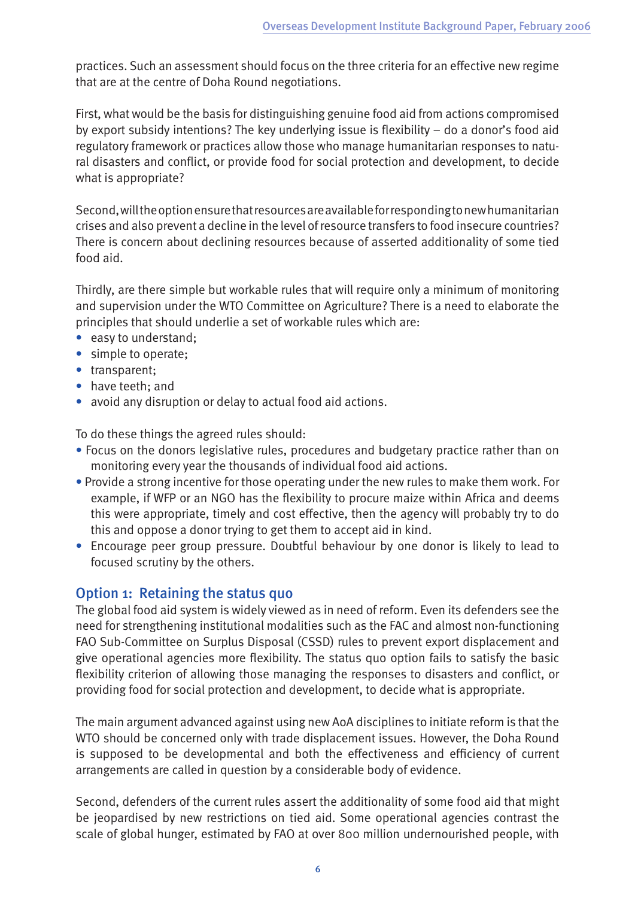practices. Such an assessment should focus on the three criteria for an effective new regime that are at the centre of Doha Round negotiations.

First, what would be the basis for distinguishing genuine food aid from actions compromised by export subsidy intentions? The key underlying issue is flexibility – do a donor's food aid regulatory framework or practices allow those who manage humanitarian responses to natural disasters and conflict, or provide food for social protection and development, to decide what is appropriate?

Second, will the option ensure that resources are available for responding to new humanitarian crises and also prevent a decline in the level of resource transfers to food insecure countries? There is concern about declining resources because of asserted additionality of some tied food aid.

Thirdly, are there simple but workable rules that will require only a minimum of monitoring and supervision under the WTO Committee on Agriculture? There is a need to elaborate the principles that should underlie a set of workable rules which are:

- easy to understand;
- simple to operate;
- transparent;
- have teeth; and
- avoid any disruption or delay to actual food aid actions.

To do these things the agreed rules should:

- Focus on the donors legislative rules, procedures and budgetary practice rather than on monitoring every year the thousands of individual food aid actions.
- Provide a strong incentive for those operating under the new rules to make them work. For example, if WFP or an NGO has the flexibility to procure maize within Africa and deems this were appropriate, timely and cost effective, then the agency will probably try to do this and oppose a donor trying to get them to accept aid in kind.
- Encourage peer group pressure. Doubtful behaviour by one donor is likely to lead to focused scrutiny by the others.

## Option 1: Retaining the status quo

The global food aid system is widely viewed as in need of reform. Even its defenders see the need for strengthening institutional modalities such as the FAC and almost non-functioning FAO Sub-Committee on Surplus Disposal (CSSD) rules to prevent export displacement and give operational agencies more flexibility. The status quo option fails to satisfy the basic flexibility criterion of allowing those managing the responses to disasters and conflict, or providing food for social protection and development, to decide what is appropriate.

The main argument advanced against using new AoA disciplines to initiate reform is that the WTO should be concerned only with trade displacement issues. However, the Doha Round is supposed to be developmental and both the effectiveness and efficiency of current arrangements are called in question by a considerable body of evidence.

Second, defenders of the current rules assert the additionality of some food aid that might be jeopardised by new restrictions on tied aid. Some operational agencies contrast the scale of global hunger, estimated by FAO at over 800 million undernourished people, with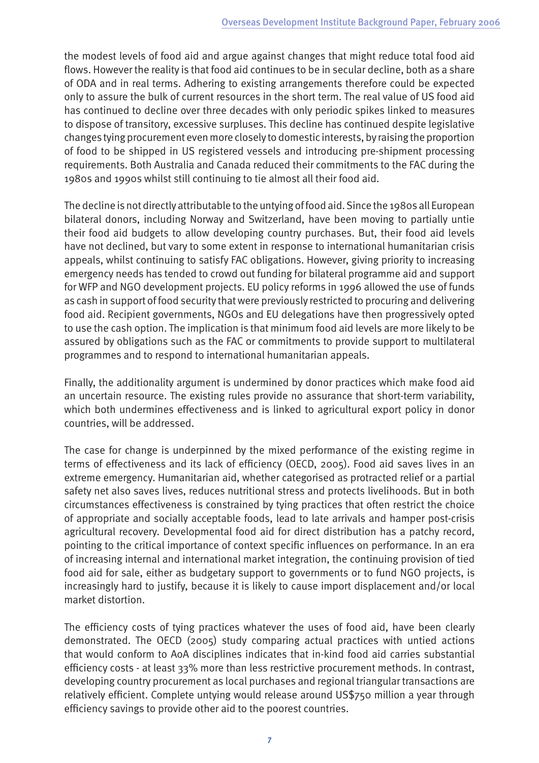the modest levels of food aid and argue against changes that might reduce total food aid flows. However the reality is that food aid continues to be in secular decline, both as a share of ODA and in real terms. Adhering to existing arrangements therefore could be expected only to assure the bulk of current resources in the short term. The real value of US food aid has continued to decline over three decades with only periodic spikes linked to measures to dispose of transitory, excessive surpluses. This decline has continued despite legislative changes tying procurement even more closely to domestic interests, by raising the proportion of food to be shipped in US registered vessels and introducing pre-shipment processing requirements. Both Australia and Canada reduced their commitments to the FAC during the 1980s and 1990s whilst still continuing to tie almost all their food aid.

The decline is not directly attributable to the untying of food aid. Since the 1980s all European bilateral donors, including Norway and Switzerland, have been moving to partially untie their food aid budgets to allow developing country purchases. But, their food aid levels have not declined, but vary to some extent in response to international humanitarian crisis appeals, whilst continuing to satisfy FAC obligations. However, giving priority to increasing emergency needs has tended to crowd out funding for bilateral programme aid and support for WFP and NGO development projects. EU policy reforms in 1996 allowed the use of funds as cash in support of food security that were previously restricted to procuring and delivering food aid. Recipient governments, NGOs and EU delegations have then progressively opted to use the cash option. The implication is that minimum food aid levels are more likely to be assured by obligations such as the FAC or commitments to provide support to multilateral programmes and to respond to international humanitarian appeals.

Finally, the additionality argument is undermined by donor practices which make food aid an uncertain resource. The existing rules provide no assurance that short-term variability, which both undermines effectiveness and is linked to agricultural export policy in donor countries, will be addressed.

The case for change is underpinned by the mixed performance of the existing regime in terms of effectiveness and its lack of efficiency (OECD, 2005). Food aid saves lives in an extreme emergency. Humanitarian aid, whether categorised as protracted relief or a partial safety net also saves lives, reduces nutritional stress and protects livelihoods. But in both circumstances effectiveness is constrained by tying practices that often restrict the choice of appropriate and socially acceptable foods, lead to late arrivals and hamper post-crisis agricultural recovery. Developmental food aid for direct distribution has a patchy record, pointing to the critical importance of context specific influences on performance. In an era of increasing internal and international market integration, the continuing provision of tied food aid for sale, either as budgetary support to governments or to fund NGO projects, is increasingly hard to justify, because it is likely to cause import displacement and/or local market distortion.

The efficiency costs of tying practices whatever the uses of food aid, have been clearly demonstrated. The OECD (2005) study comparing actual practices with untied actions that would conform to AoA disciplines indicates that in-kind food aid carries substantial efficiency costs - at least 33% more than less restrictive procurement methods. In contrast, developing country procurement as local purchases and regional triangular transactions are relatively efficient. Complete untying would release around US$750 million a year through efficiency savings to provide other aid to the poorest countries.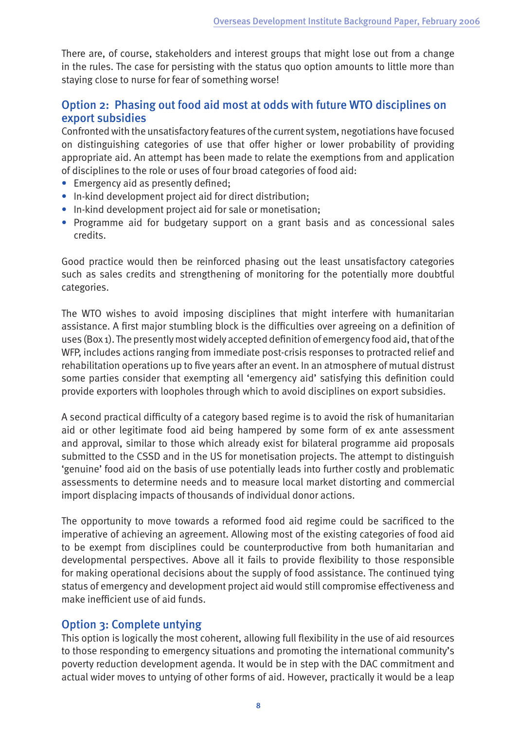There are, of course, stakeholders and interest groups that might lose out from a change in the rules. The case for persisting with the status quo option amounts to little more than staying close to nurse for fear of something worse!

## Option 2: Phasing out food aid most at odds with future WTO disciplines on export subsidies

Confronted with the unsatisfactory features of the current system, negotiations have focused on distinguishing categories of use that offer higher or lower probability of providing appropriate aid. An attempt has been made to relate the exemptions from and application of disciplines to the role or uses of four broad categories of food aid:

- Emergency aid as presently defined;
- In-kind development project aid for direct distribution;
- In-kind development project aid for sale or monetisation;
- Programme aid for budgetary support on a grant basis and as concessional sales credits.

Good practice would then be reinforced phasing out the least unsatisfactory categories such as sales credits and strengthening of monitoring for the potentially more doubtful categories.

The WTO wishes to avoid imposing disciplines that might interfere with humanitarian assistance. A first major stumbling block is the difficulties over agreeing on a definition of uses (Box 1). The presently most widely accepted definition of emergency food aid, that of the WFP, includes actions ranging from immediate post-crisis responses to protracted relief and rehabilitation operations up to five years after an event. In an atmosphere of mutual distrust some parties consider that exempting all 'emergency aid' satisfying this definition could provide exporters with loopholes through which to avoid disciplines on export subsidies.

A second practical difficulty of a category based regime is to avoid the risk of humanitarian aid or other legitimate food aid being hampered by some form of ex ante assessment and approval, similar to those which already exist for bilateral programme aid proposals submitted to the CSSD and in the US for monetisation projects. The attempt to distinguish 'genuine' food aid on the basis of use potentially leads into further costly and problematic assessments to determine needs and to measure local market distorting and commercial import displacing impacts of thousands of individual donor actions.

The opportunity to move towards a reformed food aid regime could be sacrificed to the imperative of achieving an agreement. Allowing most of the existing categories of food aid to be exempt from disciplines could be counterproductive from both humanitarian and developmental perspectives. Above all it fails to provide flexibility to those responsible for making operational decisions about the supply of food assistance. The continued tying status of emergency and development project aid would still compromise effectiveness and make inefficient use of aid funds.

## Option 3: Complete untying

This option is logically the most coherent, allowing full flexibility in the use of aid resources to those responding to emergency situations and promoting the international community's poverty reduction development agenda. It would be in step with the DAC commitment and actual wider moves to untying of other forms of aid. However, practically it would be a leap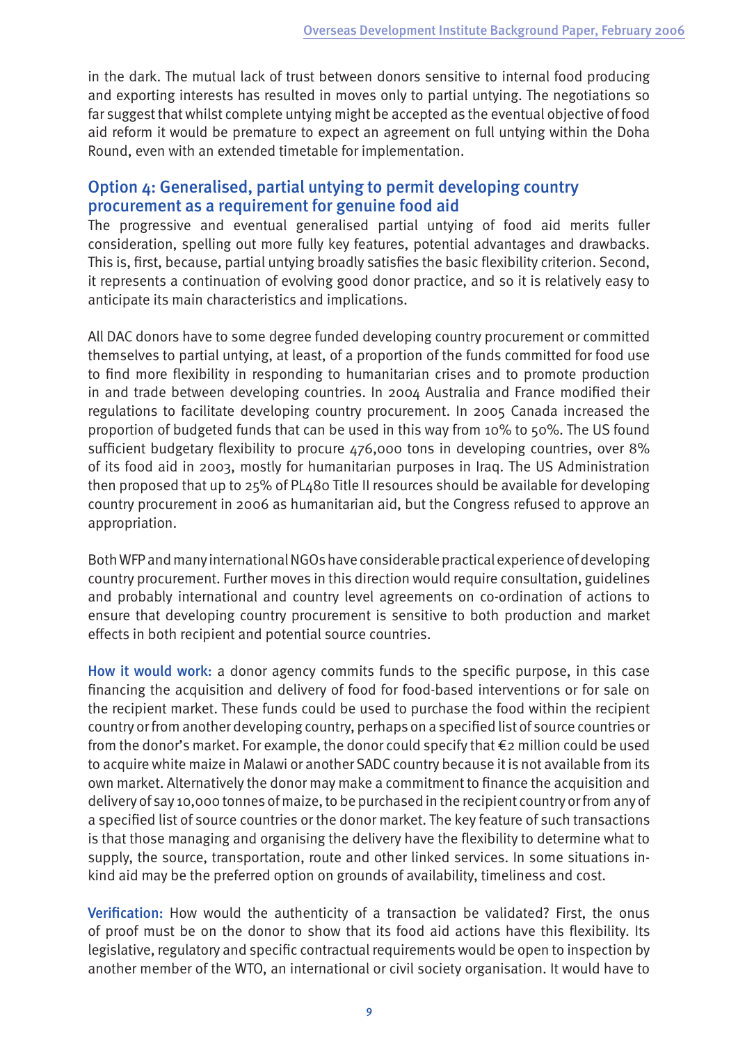in the dark. The mutual lack of trust between donors sensitive to internal food producing and exporting interests has resulted in moves only to partial untying. The negotiations so far suggest that whilst complete untying might be accepted as the eventual objective of food aid reform it would be premature to expect an agreement on full untying within the Doha Round, even with an extended timetable for implementation.

## Option 4: Generalised, partial untying to permit developing country procurement as a requirement for genuine food aid

The progressive and eventual generalised partial untying of food aid merits fuller consideration, spelling out more fully key features, potential advantages and drawbacks. This is, first, because, partial untying broadly satisfies the basic flexibility criterion. Second, it represents a continuation of evolving good donor practice, and so it is relatively easy to anticipate its main characteristics and implications.

All DAC donors have to some degree funded developing country procurement or committed themselves to partial untying, at least, of a proportion of the funds committed for food use to find more flexibility in responding to humanitarian crises and to promote production in and trade between developing countries. In 2004 Australia and France modified their regulations to facilitate developing country procurement. In 2005 Canada increased the proportion of budgeted funds that can be used in this way from 10% to 50%. The US found sufficient budgetary flexibility to procure 476,000 tons in developing countries, over 8% of its food aid in 2003, mostly for humanitarian purposes in Iraq. The US Administration then proposed that up to 25% of PL480 Title II resources should be available for developing country procurement in 2006 as humanitarian aid, but the Congress refused to approve an appropriation.

Both WFP and many international NGOs have considerable practical experience of developing country procurement. Further moves in this direction would require consultation, guidelines and probably international and country level agreements on co-ordination of actions to ensure that developing country procurement is sensitive to both production and market effects in both recipient and potential source countries.

**How it would work:** a donor agency commits funds to the specific purpose, in this case financing the acquisition and delivery of food for food-based interventions or for sale on the recipient market. These funds could be used to purchase the food within the recipient country or from another developing country, perhaps on a specified list of source countries or from the donor's market. For example, the donor could specify that €2 million could be used to acquire white maize in Malawi or another SADC country because it is not available from its own market. Alternatively the donor may make a commitment to finance the acquisition and delivery of say 10,000 tonnes of maize, to be purchased in the recipient country or from any of a specified list of source countries or the donor market. The key feature of such transactions is that those managing and organising the delivery have the flexibility to determine what to supply, the source, transportation, route and other linked services. In some situations in-kind aid may be the preferred option on grounds of availability, timeliness and cost.

**Verification:** How would the authenticity of a transaction be validated? First, the onus of proof must be on the donor to show that its food aid actions have this flexibility. Its legislative, regulatory and specific contractual requirements would be open to inspection by another member of the WTO, an international or civil society organisation. It would have to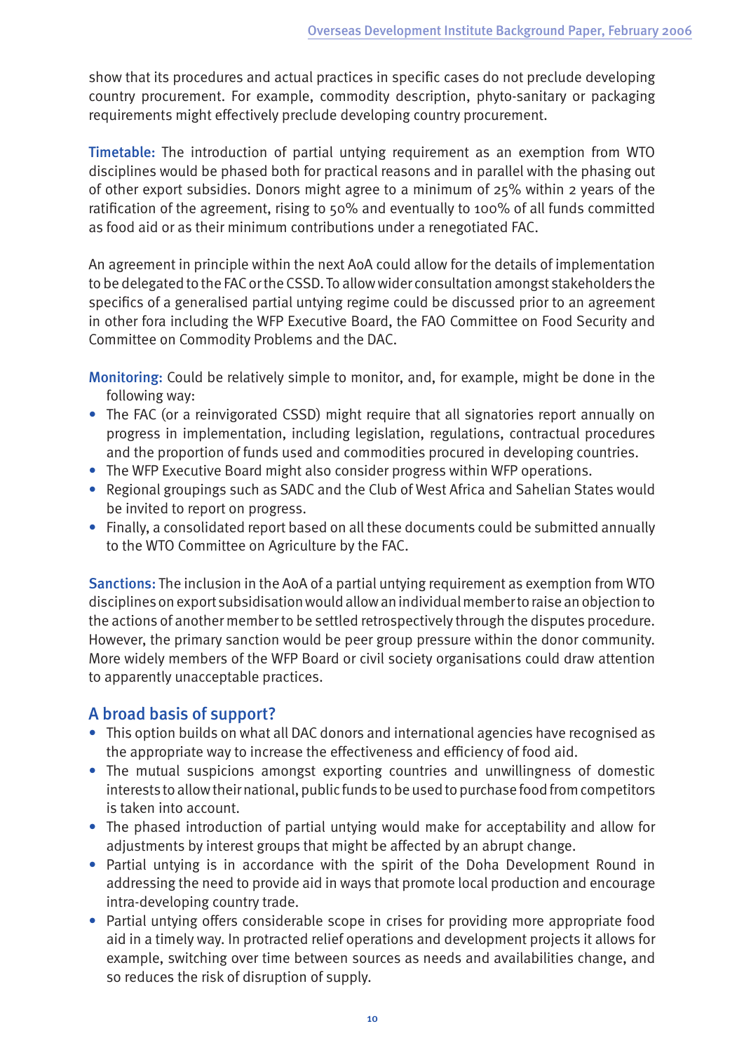show that its procedures and actual practices in specific cases do not preclude developing country procurement. For example, commodity description, phyto-sanitary or packaging requirements might effectively preclude developing country procurement.

**Timetable:** The introduction of partial untying requirement as an exemption from WTO disciplines would be phased both for practical reasons and in parallel with the phasing out of other export subsidies. Donors might agree to a minimum of 25% within 2 years of the ratification of the agreement, rising to 50% and eventually to 100% of all funds committed as food aid or as their minimum contributions under a renegotiated FAC.

An agreement in principle within the next AoA could allow for the details of implementation to be delegated to the FAC or the CSSD. To allow wider consultation amongst stakeholders the specifics of a generalised partial untying regime could be discussed prior to an agreement in other fora including the WFP Executive Board, the FAO Committee on Food Security and Committee on Commodity Problems and the DAC.

**Monitoring:** Could be relatively simple to monitor, and, for example, might be done in the following way:

- The FAC (or a reinvigorated CSSD) might require that all signatories report annually on progress in implementation, including legislation, regulations, contractual procedures and the proportion of funds used and commodities procured in developing countries.
- The WFP Executive Board might also consider progress within WFP operations.
- Regional groupings such as SADC and the Club of West Africa and Sahelian States would be invited to report on progress.
- Finally, a consolidated report based on all these documents could be submitted annually to the WTO Committee on Agriculture by the FAC.

**Sanctions:** The inclusion in the AoA of a partial untying requirement as exemption from WTO disciplines on export subsidisation would allow an individual member to raise an objection to the actions of another member to be settled retrospectively through the disputes procedure. However, the primary sanction would be peer group pressure within the donor community. More widely members of the WFP Board or civil society organisations could draw attention to apparently unacceptable practices.

## A broad basis of support?

- This option builds on what all DAC donors and international agencies have recognised as the appropriate way to increase the effectiveness and efficiency of food aid.
- The mutual suspicions amongst exporting countries and unwillingness of domestic interests to allow their national, public funds to be used to purchase food from competitors is taken into account.
- The phased introduction of partial untying would make for acceptability and allow for adjustments by interest groups that might be affected by an abrupt change.
- Partial untying is in accordance with the spirit of the Doha Development Round in addressing the need to provide aid in ways that promote local production and encourage intra-developing country trade.
- Partial untying offers considerable scope in crises for providing more appropriate food aid in a timely way. In protracted relief operations and development projects it allows for example, switching over time between sources as needs and availabilities change, and so reduces the risk of disruption of supply.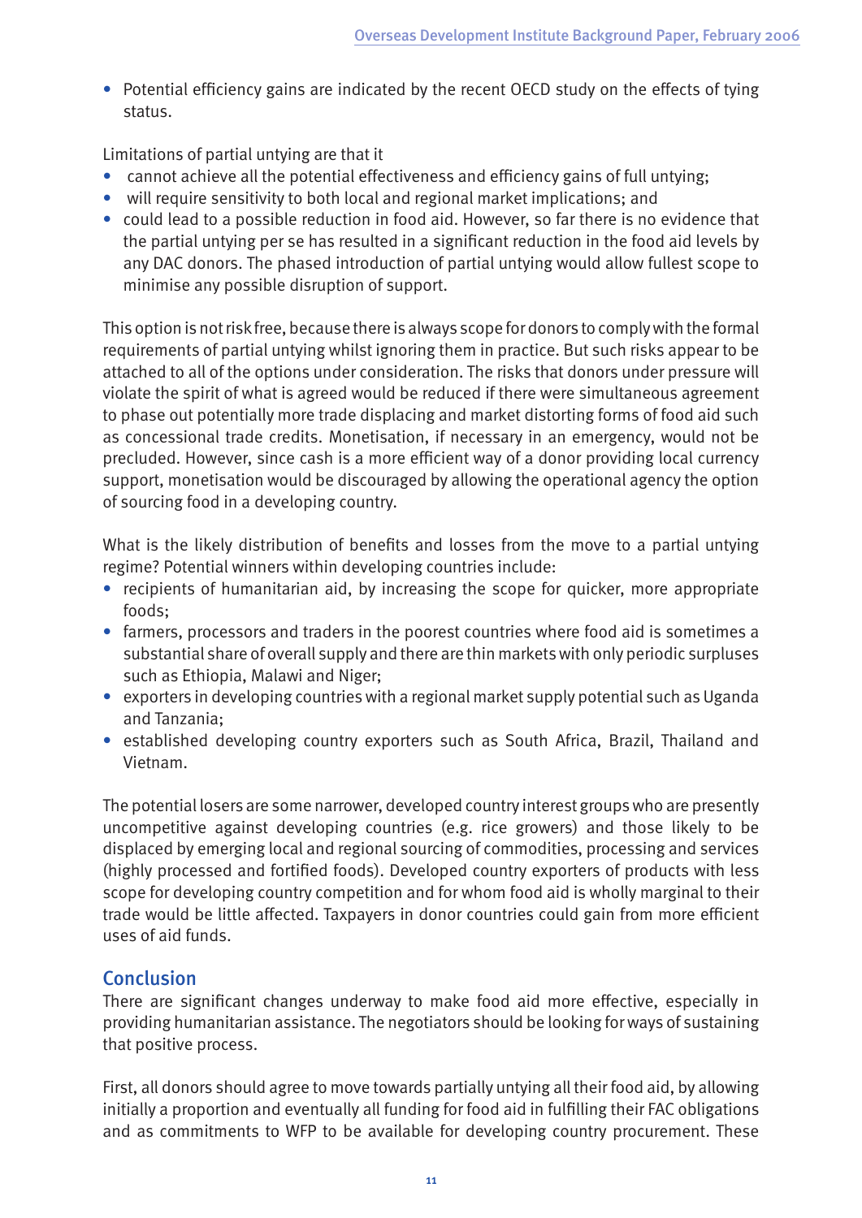- Potential efficiency gains are indicated by the recent OECD study on the effects of tying status.

Limitations of partial untying are that it

- cannot achieve all the potential effectiveness and efficiency gains of full untying;
- will require sensitivity to both local and regional market implications; and
- could lead to a possible reduction in food aid. However, so far there is no evidence that the partial untying per se has resulted in a significant reduction in the food aid levels by any DAC donors. The phased introduction of partial untying would allow fullest scope to minimise any possible disruption of support.

This option is not risk free, because there is always scope for donors to comply with the formal requirements of partial untying whilst ignoring them in practice. But such risks appear to be attached to all of the options under consideration. The risks that donors under pressure will violate the spirit of what is agreed would be reduced if there were simultaneous agreement to phase out potentially more trade displacing and market distorting forms of food aid such as concessional trade credits. Monetisation, if necessary in an emergency, would not be precluded. However, since cash is a more efficient way of a donor providing local currency support, monetisation would be discouraged by allowing the operational agency the option of sourcing food in a developing country.

What is the likely distribution of benefits and losses from the move to a partial untying regime? Potential winners within developing countries include:

- recipients of humanitarian aid, by increasing the scope for quicker, more appropriate foods;
- farmers, processors and traders in the poorest countries where food aid is sometimes a substantial share of overall supply and there are thin markets with only periodic surpluses such as Ethiopia, Malawi and Niger;
- exporters in developing countries with a regional market supply potential such as Uganda and Tanzania;
- established developing country exporters such as South Africa, Brazil, Thailand and Vietnam.

The potential losers are some narrower, developed country interest groups who are presently uncompetitive against developing countries (e.g. rice growers) and those likely to be displaced by emerging local and regional sourcing of commodities, processing and services (highly processed and fortified foods). Developed country exporters of products with less scope for developing country competition and for whom food aid is wholly marginal to their trade would be little affected. Taxpayers in donor countries could gain from more efficient uses of aid funds.

## Conclusion

There are significant changes underway to make food aid more effective, especially in providing humanitarian assistance. The negotiators should be looking for ways of sustaining that positive process.

First, all donors should agree to move towards partially untying all their food aid, by allowing initially a proportion and eventually all funding for food aid in fulfilling their FAC obligations and as commitments to WFP to be available for developing country procurement. These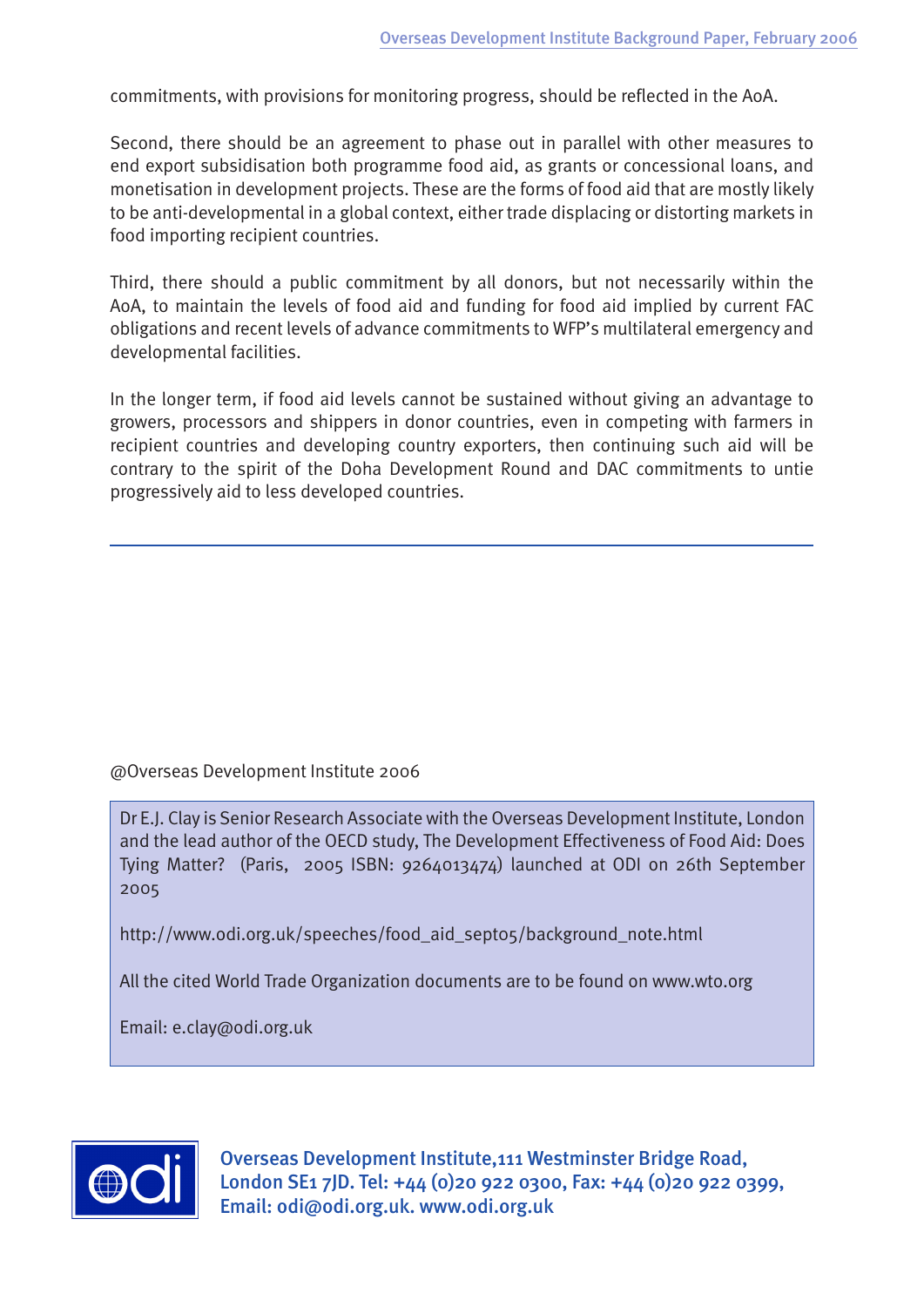commitments, with provisions for monitoring progress, should be reflected in the AoA.

Second, there should be an agreement to phase out in parallel with other measures to end export subsidisation both programme food aid, as grants or concessional loans, and monetisation in development projects. These are the forms of food aid that are mostly likely to be anti-developmental in a global context, either trade displacing or distorting markets in food importing recipient countries.

Third, there should a public commitment by all donors, but not necessarily within the AoA, to maintain the levels of food aid and funding for food aid implied by current FAC obligations and recent levels of advance commitments to WFP's multilateral emergency and developmental facilities.

In the longer term, if food aid levels cannot be sustained without giving an advantage to growers, processors and shippers in donor countries, even in competing with farmers in recipient countries and developing country exporters, then continuing such aid will be contrary to the spirit of the Doha Development Round and DAC commitments to untie progressively aid to less developed countries.

---

@Overseas Development Institute 2006

Dr E.J. Clay is Senior Research Associate with the Overseas Development Institute, London and the lead author of the OECD study, The Development Effectiveness of Food Aid: Does Tying Matter? (Paris, 2005 ISBN: 9264013474) launched at ODI on 26th September 2005

http://www.odi.org.uk/speeches/food_aid_sept05/background_note.html

All the cited World Trade Organization documents are to be found on www.wto.org

Email: e.clay@odi.org.uk

Overseas Development Institute,111 Westminster Bridge Road, London SE1 7JD. Tel: +44 (0)20 922 0300, Fax: +44 (0)20 922 0399, Email: odi@odi.org.uk. www.odi.org.uk